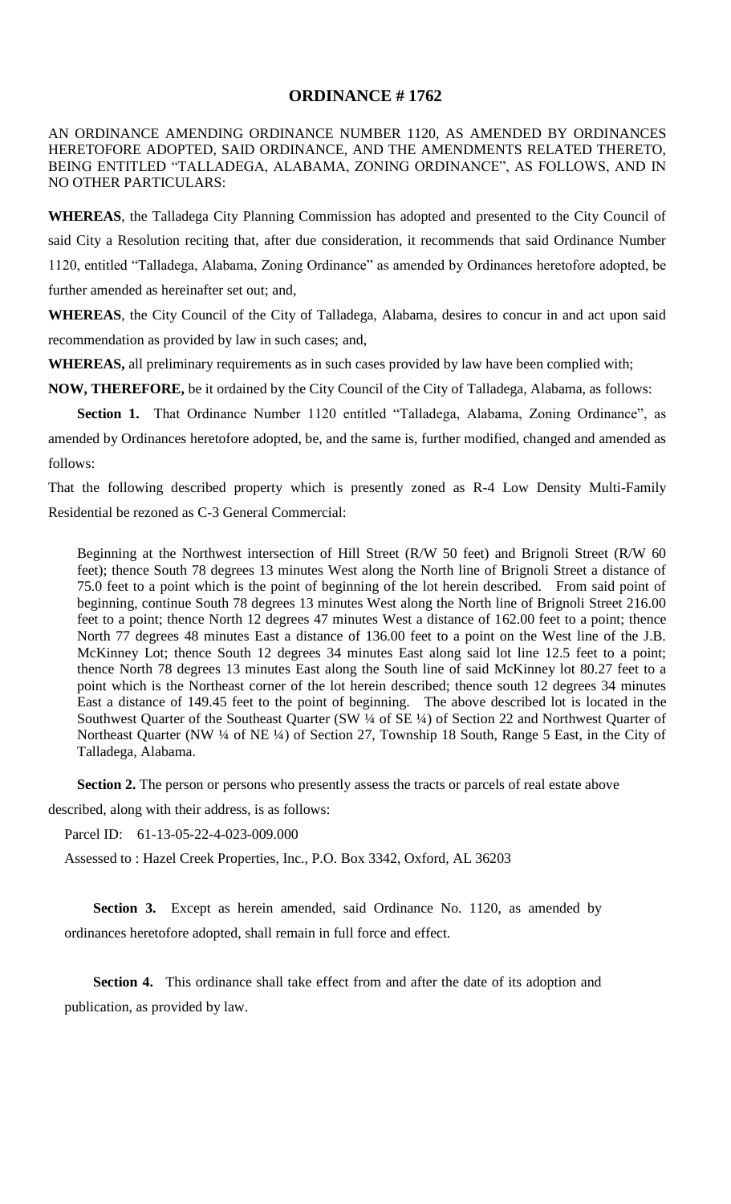# ORDINANCE # 1762

AN ORDINANCE AMENDING ORDINANCE NUMBER 1120, AS AMENDED BY ORDINANCES HERETOFORE ADOPTED, SAID ORDINANCE, AND THE AMENDMENTS RELATED THERETO, BEING ENTITLED "TALLADEGA, ALABAMA, ZONING ORDINANCE", AS FOLLOWS, AND IN NO OTHER PARTICULARS:

**WHEREAS**, the Talladega City Planning Commission has adopted and presented to the City Council of said City a Resolution reciting that, after due consideration, it recommends that said Ordinance Number 1120, entitled "Talladega, Alabama, Zoning Ordinance" as amended by Ordinances heretofore adopted, be further amended as hereinafter set out; and,

**WHEREAS**, the City Council of the City of Talladega, Alabama, desires to concur in and act upon said recommendation as provided by law in such cases; and,

**WHEREAS,** all preliminary requirements as in such cases provided by law have been complied with;

**NOW, THEREFORE,** be it ordained by the City Council of the City of Talladega, Alabama, as follows:

**Section 1.** That Ordinance Number 1120 entitled "Talladega, Alabama, Zoning Ordinance", as amended by Ordinances heretofore adopted, be, and the same is, further modified, changed and amended as follows:

That the following described property which is presently zoned as R-4 Low Density Multi-Family Residential be rezoned as C-3 General Commercial:

Beginning at the Northwest intersection of Hill Street (R/W 50 feet) and Brignoli Street (R/W 60 feet); thence South 78 degrees 13 minutes West along the North line of Brignoli Street a distance of 75.0 feet to a point which is the point of beginning of the lot herein described. From said point of beginning, continue South 78 degrees 13 minutes West along the North line of Brignoli Street 216.00 feet to a point; thence North 12 degrees 47 minutes West a distance of 162.00 feet to a point; thence North 77 degrees 48 minutes East a distance of 136.00 feet to a point on the West line of the J.B. McKinney Lot; thence South 12 degrees 34 minutes East along said lot line 12.5 feet to a point; thence North 78 degrees 13 minutes East along the South line of said McKinney lot 80.27 feet to a point which is the Northeast corner of the lot herein described; thence south 12 degrees 34 minutes East a distance of 149.45 feet to the point of beginning. The above described lot is located in the Southwest Quarter of the Southeast Quarter (SW ¼ of SE ¼) of Section 22 and Northwest Quarter of Northeast Quarter (NW ¼ of NE ¼) of Section 27, Township 18 South, Range 5 East, in the City of Talladega, Alabama.

**Section 2.** The person or persons who presently assess the tracts or parcels of real estate above described, along with their address, is as follows:

Parcel ID: 61-13-05-22-4-023-009.000

Assessed to : Hazel Creek Properties, Inc., P.O. Box 3342, Oxford, AL 36203

**Section 3.** Except as herein amended, said Ordinance No. 1120, as amended by ordinances heretofore adopted, shall remain in full force and effect.

**Section 4.** This ordinance shall take effect from and after the date of its adoption and publication, as provided by law.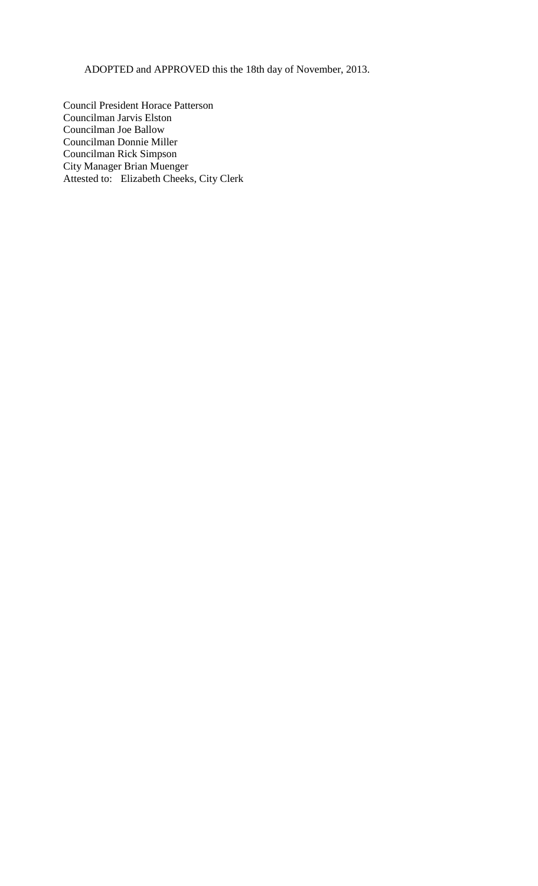ADOPTED and APPROVED this the 18th day of November, 2013.

Council President Horace Patterson
Councilman Jarvis Elston
Councilman Joe Ballow
Councilman Donnie Miller
Councilman Rick Simpson
City Manager Brian Muenger
Attested to: Elizabeth Cheeks, City Clerk